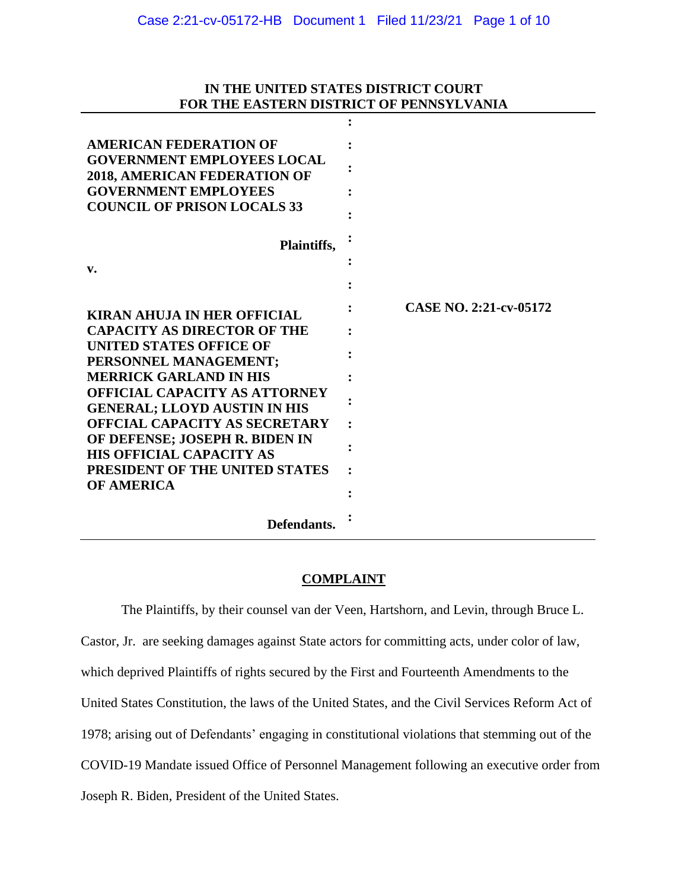**IN THE UNITED STATES DISTRICT COURT**
**FOR THE EASTERN DISTRICT OF PENNSYLVANIA**

| | | |
|---|---|---|
| **AMERICAN FEDERATION OF GOVERNMENT EMPLOYEES LOCAL 2018, AMERICAN FEDERATION OF GOVERNMENT EMPLOYEES COUNCIL OF PRISON LOCALS 33** | : | |
| **Plaintiffs,** | : | |
| **v.** | : | |
| **KIRAN AHUJA IN HER OFFICIAL CAPACITY AS DIRECTOR OF THE UNITED STATES OFFICE OF PERSONNEL MANAGEMENT; MERRICK GARLAND IN HIS OFFICIAL CAPACITY AS ATTORNEY GENERAL; LLOYD AUSTIN IN HIS OFFCIAL CAPACITY AS SECRETARY OF DEFENSE; JOSEPH R. BIDEN IN HIS OFFICIAL CAPACITY AS PRESIDENT OF THE UNITED STATES OF AMERICA** | : | **CASE NO. 2:21-cv-05172** |
| **Defendants.** | : | |

## COMPLAINT

The Plaintiffs, by their counsel van der Veen, Hartshorn, and Levin, through Bruce L. Castor, Jr.  are seeking damages against State actors for committing acts, under color of law, which deprived Plaintiffs of rights secured by the First and Fourteenth Amendments to the United States Constitution, the laws of the United States, and the Civil Services Reform Act of 1978; arising out of Defendants' engaging in constitutional violations that stemming out of the COVID-19 Mandate issued Office of Personnel Management following an executive order from Joseph R. Biden, President of the United States.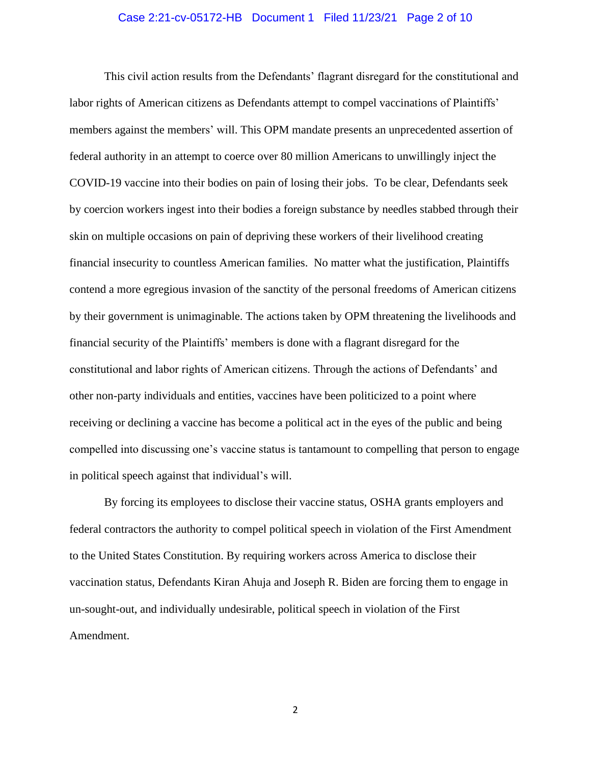This civil action results from the Defendants' flagrant disregard for the constitutional and labor rights of American citizens as Defendants attempt to compel vaccinations of Plaintiffs' members against the members' will. This OPM mandate presents an unprecedented assertion of federal authority in an attempt to coerce over 80 million Americans to unwillingly inject the COVID-19 vaccine into their bodies on pain of losing their jobs. To be clear, Defendants seek by coercion workers ingest into their bodies a foreign substance by needles stabbed through their skin on multiple occasions on pain of depriving these workers of their livelihood creating financial insecurity to countless American families. No matter what the justification, Plaintiffs contend a more egregious invasion of the sanctity of the personal freedoms of American citizens by their government is unimaginable. The actions taken by OPM threatening the livelihoods and financial security of the Plaintiffs' members is done with a flagrant disregard for the constitutional and labor rights of American citizens. Through the actions of Defendants' and other non-party individuals and entities, vaccines have been politicized to a point where receiving or declining a vaccine has become a political act in the eyes of the public and being compelled into discussing one's vaccine status is tantamount to compelling that person to engage in political speech against that individual's will.

By forcing its employees to disclose their vaccine status, OSHA grants employers and federal contractors the authority to compel political speech in violation of the First Amendment to the United States Constitution. By requiring workers across America to disclose their vaccination status, Defendants Kiran Ahuja and Joseph R. Biden are forcing them to engage in un-sought-out, and individually undesirable, political speech in violation of the First Amendment.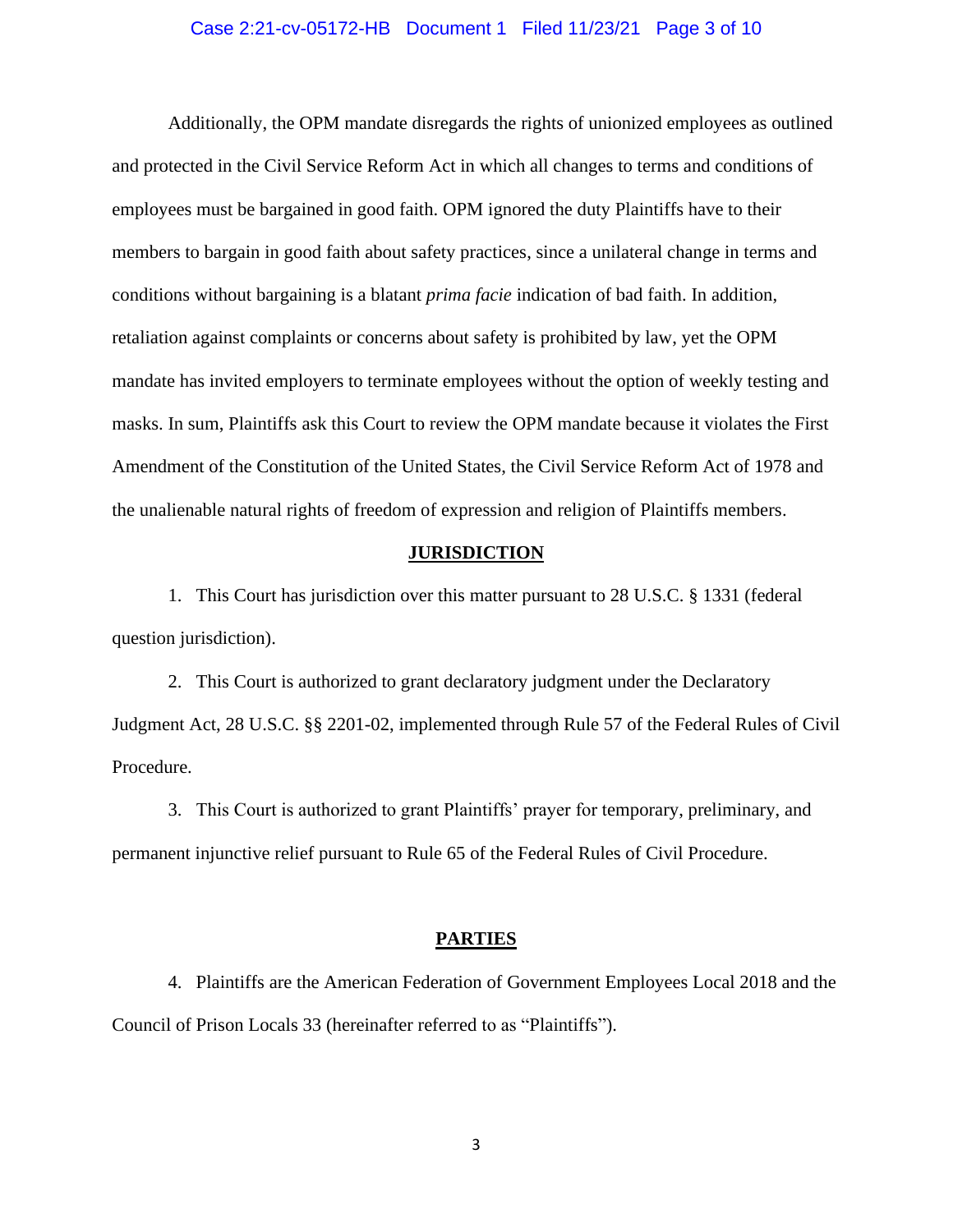Additionally, the OPM mandate disregards the rights of unionized employees as outlined and protected in the Civil Service Reform Act in which all changes to terms and conditions of employees must be bargained in good faith. OPM ignored the duty Plaintiffs have to their members to bargain in good faith about safety practices, since a unilateral change in terms and conditions without bargaining is a blatant *prima facie* indication of bad faith. In addition, retaliation against complaints or concerns about safety is prohibited by law, yet the OPM mandate has invited employers to terminate employees without the option of weekly testing and masks. In sum, Plaintiffs ask this Court to review the OPM mandate because it violates the First Amendment of the Constitution of the United States, the Civil Service Reform Act of 1978 and the unalienable natural rights of freedom of expression and religion of Plaintiffs members.

## JURISDICTION

1. This Court has jurisdiction over this matter pursuant to 28 U.S.C. § 1331 (federal question jurisdiction).

2. This Court is authorized to grant declaratory judgment under the Declaratory Judgment Act, 28 U.S.C. §§ 2201-02, implemented through Rule 57 of the Federal Rules of Civil Procedure.

3. This Court is authorized to grant Plaintiffs' prayer for temporary, preliminary, and permanent injunctive relief pursuant to Rule 65 of the Federal Rules of Civil Procedure.

## PARTIES

4. Plaintiffs are the American Federation of Government Employees Local 2018 and the Council of Prison Locals 33 (hereinafter referred to as "Plaintiffs").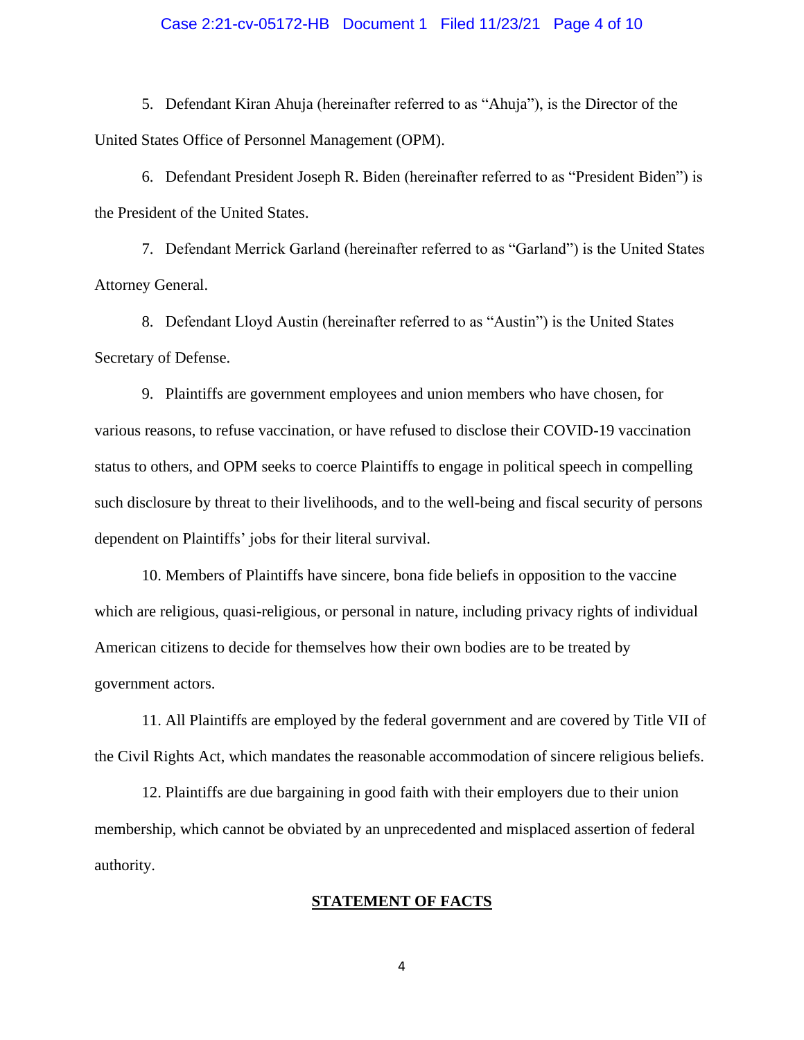5. Defendant Kiran Ahuja (hereinafter referred to as "Ahuja"), is the Director of the United States Office of Personnel Management (OPM).

6. Defendant President Joseph R. Biden (hereinafter referred to as "President Biden") is the President of the United States.

7. Defendant Merrick Garland (hereinafter referred to as "Garland") is the United States Attorney General.

8. Defendant Lloyd Austin (hereinafter referred to as "Austin") is the United States Secretary of Defense.

9. Plaintiffs are government employees and union members who have chosen, for various reasons, to refuse vaccination, or have refused to disclose their COVID-19 vaccination status to others, and OPM seeks to coerce Plaintiffs to engage in political speech in compelling such disclosure by threat to their livelihoods, and to the well-being and fiscal security of persons dependent on Plaintiffs' jobs for their literal survival.

10. Members of Plaintiffs have sincere, bona fide beliefs in opposition to the vaccine which are religious, quasi-religious, or personal in nature, including privacy rights of individual American citizens to decide for themselves how their own bodies are to be treated by government actors.

11. All Plaintiffs are employed by the federal government and are covered by Title VII of the Civil Rights Act, which mandates the reasonable accommodation of sincere religious beliefs.

12. Plaintiffs are due bargaining in good faith with their employers due to their union membership, which cannot be obviated by an unprecedented and misplaced assertion of federal authority.

## STATEMENT OF FACTS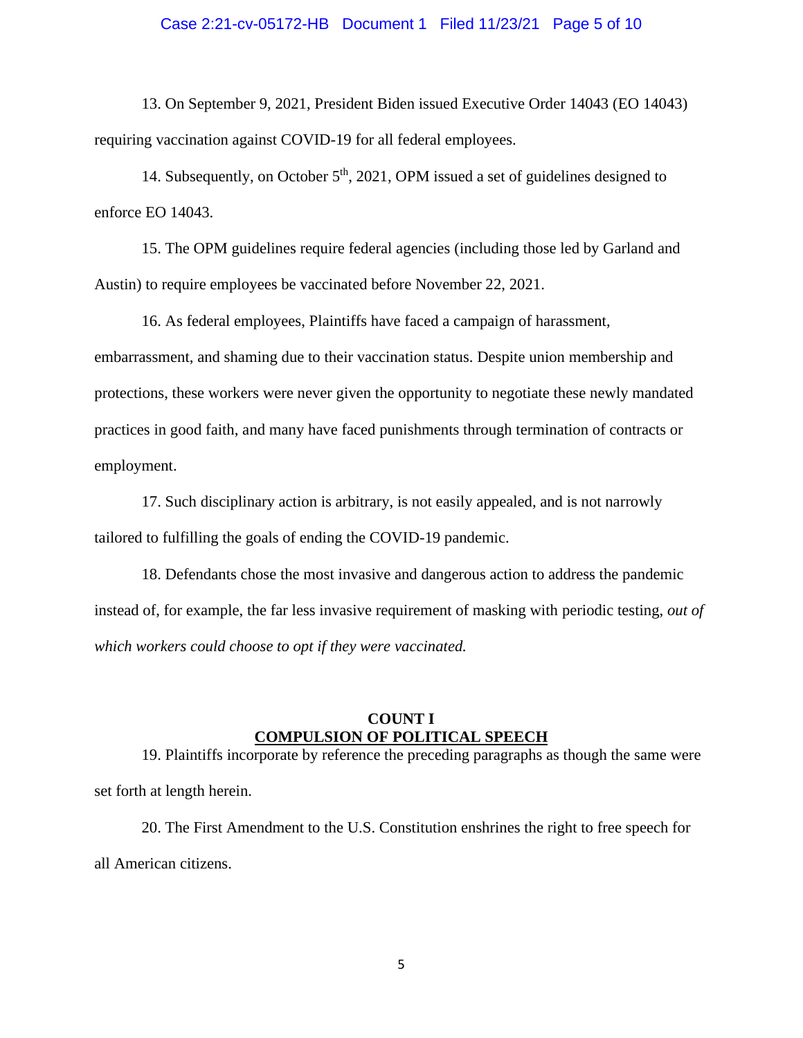13. On September 9, 2021, President Biden issued Executive Order 14043 (EO 14043) requiring vaccination against COVID-19 for all federal employees.

14. Subsequently, on October 5th, 2021, OPM issued a set of guidelines designed to enforce EO 14043.

15. The OPM guidelines require federal agencies (including those led by Garland and Austin) to require employees be vaccinated before November 22, 2021.

16. As federal employees, Plaintiffs have faced a campaign of harassment, embarrassment, and shaming due to their vaccination status. Despite union membership and protections, these workers were never given the opportunity to negotiate these newly mandated practices in good faith, and many have faced punishments through termination of contracts or employment.

17. Such disciplinary action is arbitrary, is not easily appealed, and is not narrowly tailored to fulfilling the goals of ending the COVID-19 pandemic.

18. Defendants chose the most invasive and dangerous action to address the pandemic instead of, for example, the far less invasive requirement of masking with periodic testing, *out of which workers could choose to opt if they were vaccinated.*

**COUNT I**
**COMPULSION OF POLITICAL SPEECH**

19. Plaintiffs incorporate by reference the preceding paragraphs as though the same were set forth at length herein.

20. The First Amendment to the U.S. Constitution enshrines the right to free speech for all American citizens.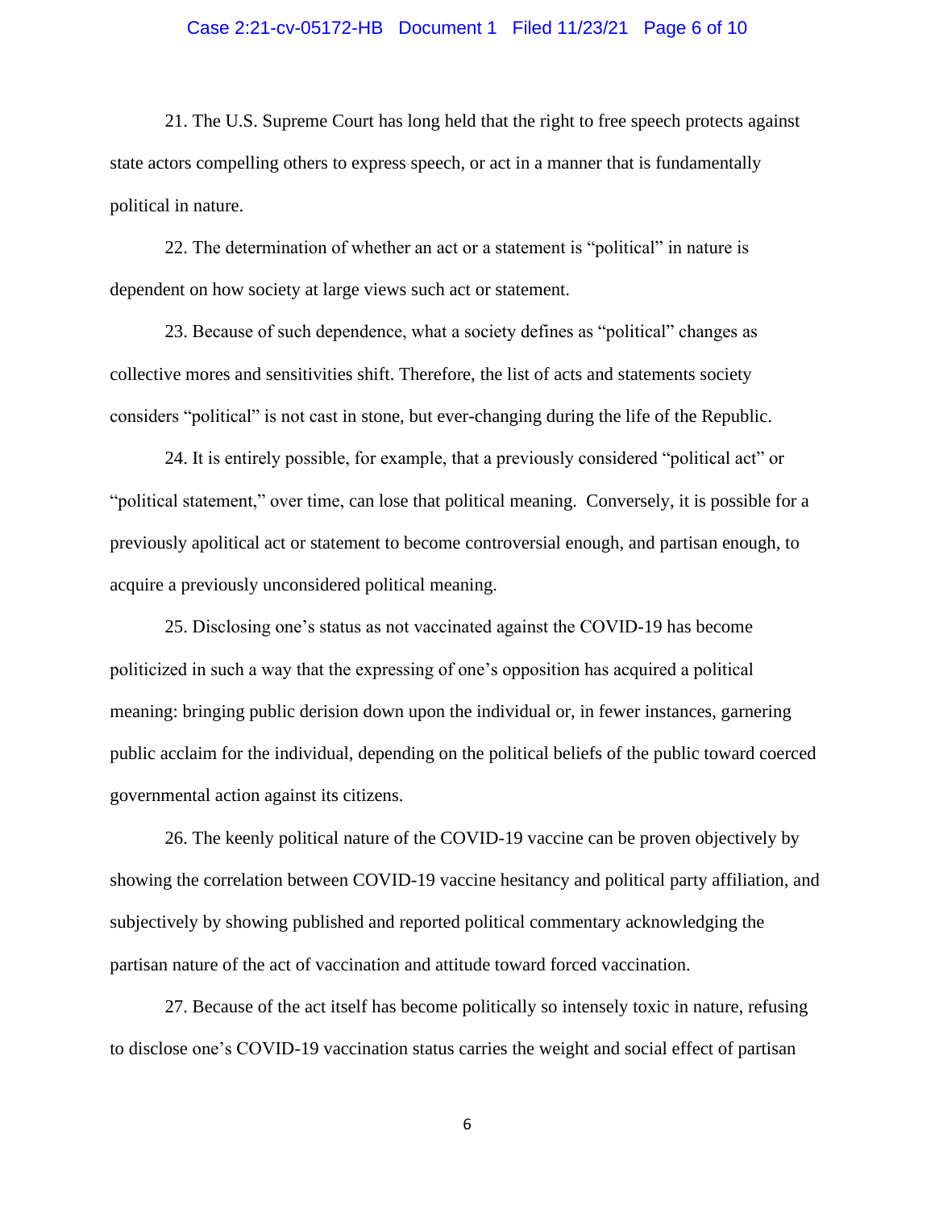21. The U.S. Supreme Court has long held that the right to free speech protects against state actors compelling others to express speech, or act in a manner that is fundamentally political in nature.

22. The determination of whether an act or a statement is "political" in nature is dependent on how society at large views such act or statement.

23. Because of such dependence, what a society defines as "political" changes as collective mores and sensitivities shift. Therefore, the list of acts and statements society considers "political" is not cast in stone, but ever-changing during the life of the Republic.

24. It is entirely possible, for example, that a previously considered "political act" or "political statement," over time, can lose that political meaning. Conversely, it is possible for a previously apolitical act or statement to become controversial enough, and partisan enough, to acquire a previously unconsidered political meaning.

25. Disclosing one's status as not vaccinated against the COVID-19 has become politicized in such a way that the expressing of one's opposition has acquired a political meaning: bringing public derision down upon the individual or, in fewer instances, garnering public acclaim for the individual, depending on the political beliefs of the public toward coerced governmental action against its citizens.

26. The keenly political nature of the COVID-19 vaccine can be proven objectively by showing the correlation between COVID-19 vaccine hesitancy and political party affiliation, and subjectively by showing published and reported political commentary acknowledging the partisan nature of the act of vaccination and attitude toward forced vaccination.

27. Because of the act itself has become politically so intensely toxic in nature, refusing to disclose one's COVID-19 vaccination status carries the weight and social effect of partisan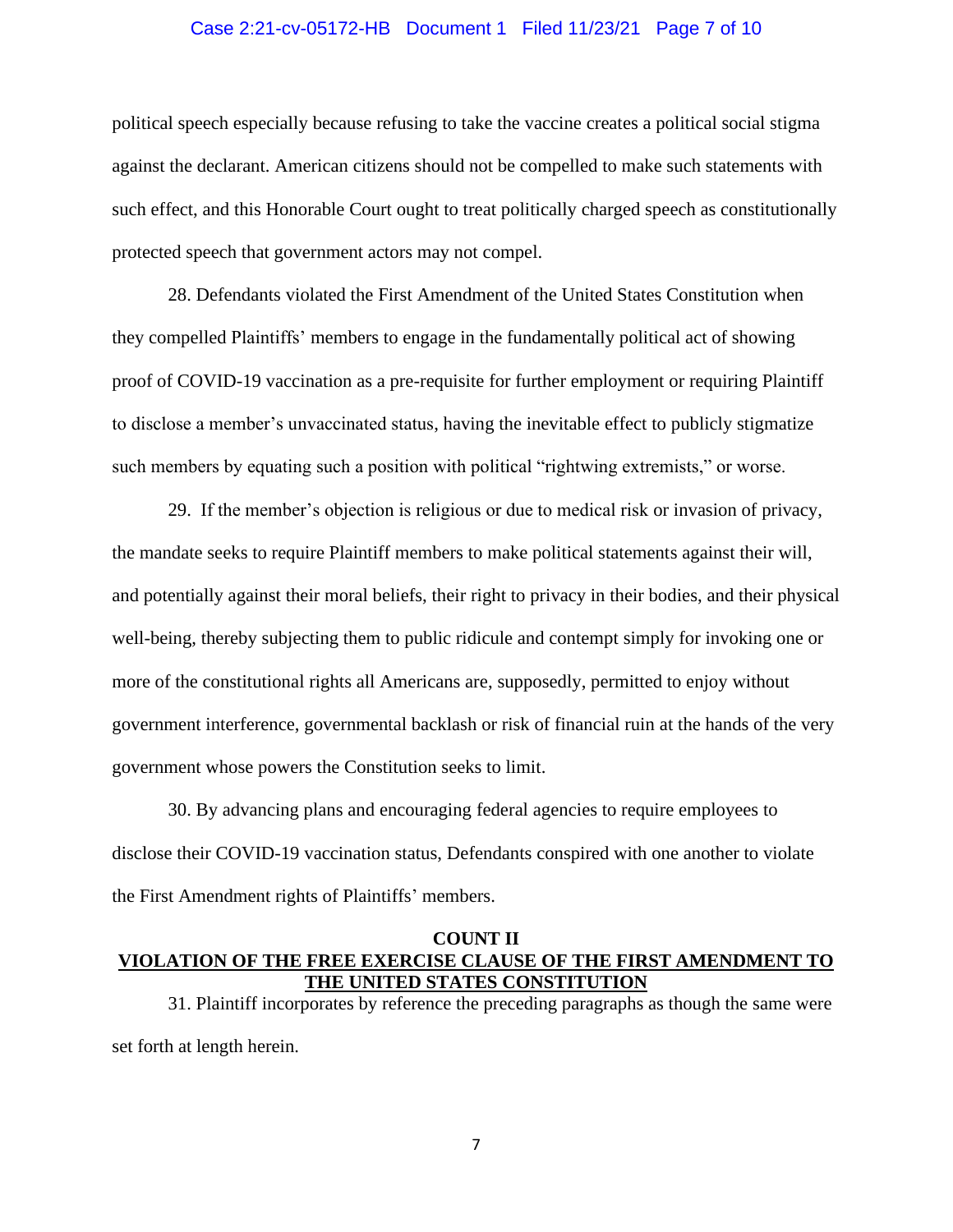political speech especially because refusing to take the vaccine creates a political social stigma against the declarant. American citizens should not be compelled to make such statements with such effect, and this Honorable Court ought to treat politically charged speech as constitutionally protected speech that government actors may not compel.

28. Defendants violated the First Amendment of the United States Constitution when they compelled Plaintiffs' members to engage in the fundamentally political act of showing proof of COVID-19 vaccination as a pre-requisite for further employment or requiring Plaintiff to disclose a member's unvaccinated status, having the inevitable effect to publicly stigmatize such members by equating such a position with political "rightwing extremists," or worse.

29. If the member's objection is religious or due to medical risk or invasion of privacy, the mandate seeks to require Plaintiff members to make political statements against their will, and potentially against their moral beliefs, their right to privacy in their bodies, and their physical well-being, thereby subjecting them to public ridicule and contempt simply for invoking one or more of the constitutional rights all Americans are, supposedly, permitted to enjoy without government interference, governmental backlash or risk of financial ruin at the hands of the very government whose powers the Constitution seeks to limit.

30. By advancing plans and encouraging federal agencies to require employees to disclose their COVID-19 vaccination status, Defendants conspired with one another to violate the First Amendment rights of Plaintiffs' members.

## COUNT II
## VIOLATION OF THE FREE EXERCISE CLAUSE OF THE FIRST AMENDMENT TO THE UNITED STATES CONSTITUTION

31. Plaintiff incorporates by reference the preceding paragraphs as though the same were set forth at length herein.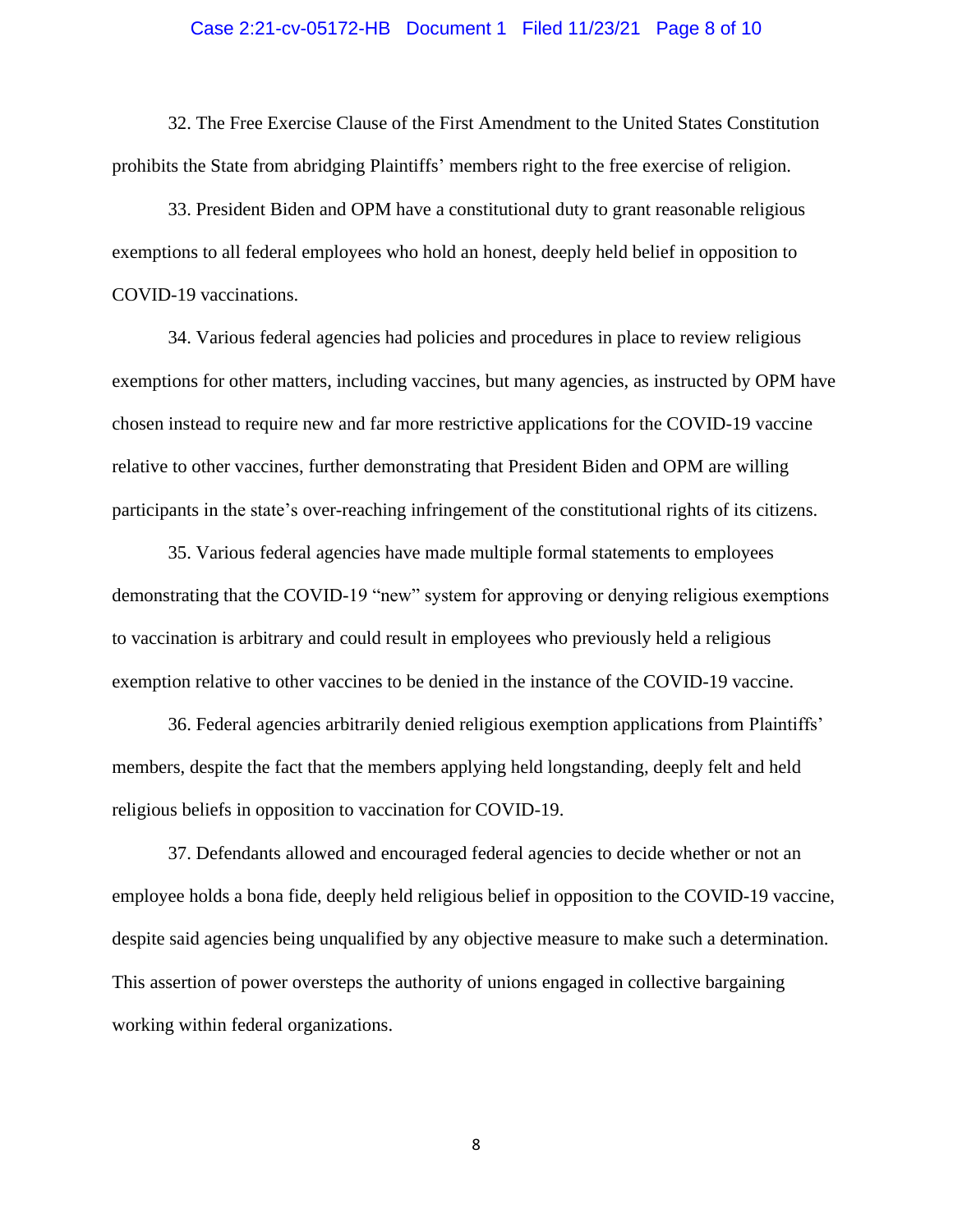32. The Free Exercise Clause of the First Amendment to the United States Constitution prohibits the State from abridging Plaintiffs' members right to the free exercise of religion.

33. President Biden and OPM have a constitutional duty to grant reasonable religious exemptions to all federal employees who hold an honest, deeply held belief in opposition to COVID-19 vaccinations.

34. Various federal agencies had policies and procedures in place to review religious exemptions for other matters, including vaccines, but many agencies, as instructed by OPM have chosen instead to require new and far more restrictive applications for the COVID-19 vaccine relative to other vaccines, further demonstrating that President Biden and OPM are willing participants in the state's over-reaching infringement of the constitutional rights of its citizens.

35. Various federal agencies have made multiple formal statements to employees demonstrating that the COVID-19 "new" system for approving or denying religious exemptions to vaccination is arbitrary and could result in employees who previously held a religious exemption relative to other vaccines to be denied in the instance of the COVID-19 vaccine.

36. Federal agencies arbitrarily denied religious exemption applications from Plaintiffs' members, despite the fact that the members applying held longstanding, deeply felt and held religious beliefs in opposition to vaccination for COVID-19.

37. Defendants allowed and encouraged federal agencies to decide whether or not an employee holds a bona fide, deeply held religious belief in opposition to the COVID-19 vaccine, despite said agencies being unqualified by any objective measure to make such a determination. This assertion of power oversteps the authority of unions engaged in collective bargaining working within federal organizations.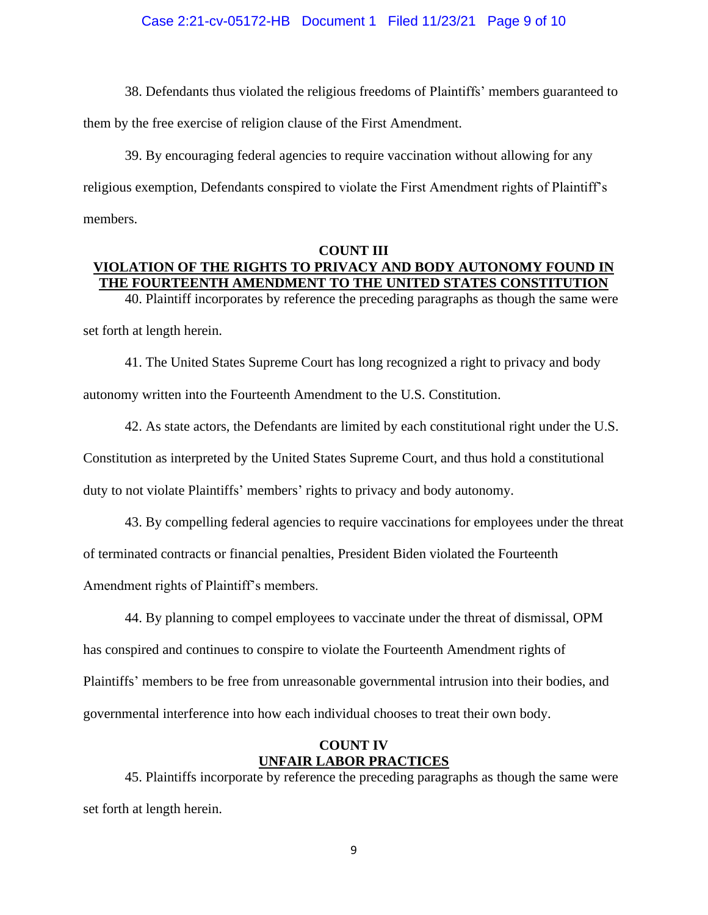38. Defendants thus violated the religious freedoms of Plaintiffs' members guaranteed to them by the free exercise of religion clause of the First Amendment.

39. By encouraging federal agencies to require vaccination without allowing for any religious exemption, Defendants conspired to violate the First Amendment rights of Plaintiff's members.

**COUNT III**
**VIOLATION OF THE RIGHTS TO PRIVACY AND BODY AUTONOMY FOUND IN THE FOURTEENTH AMENDMENT TO THE UNITED STATES CONSTITUTION**

40. Plaintiff incorporates by reference the preceding paragraphs as though the same were set forth at length herein.

41. The United States Supreme Court has long recognized a right to privacy and body autonomy written into the Fourteenth Amendment to the U.S. Constitution.

42. As state actors, the Defendants are limited by each constitutional right under the U.S. Constitution as interpreted by the United States Supreme Court, and thus hold a constitutional duty to not violate Plaintiffs' members' rights to privacy and body autonomy.

43. By compelling federal agencies to require vaccinations for employees under the threat of terminated contracts or financial penalties, President Biden violated the Fourteenth Amendment rights of Plaintiff's members.

44. By planning to compel employees to vaccinate under the threat of dismissal, OPM has conspired and continues to conspire to violate the Fourteenth Amendment rights of Plaintiffs' members to be free from unreasonable governmental intrusion into their bodies, and governmental interference into how each individual chooses to treat their own body.

**COUNT IV**
**UNFAIR LABOR PRACTICES**

45. Plaintiffs incorporate by reference the preceding paragraphs as though the same were set forth at length herein.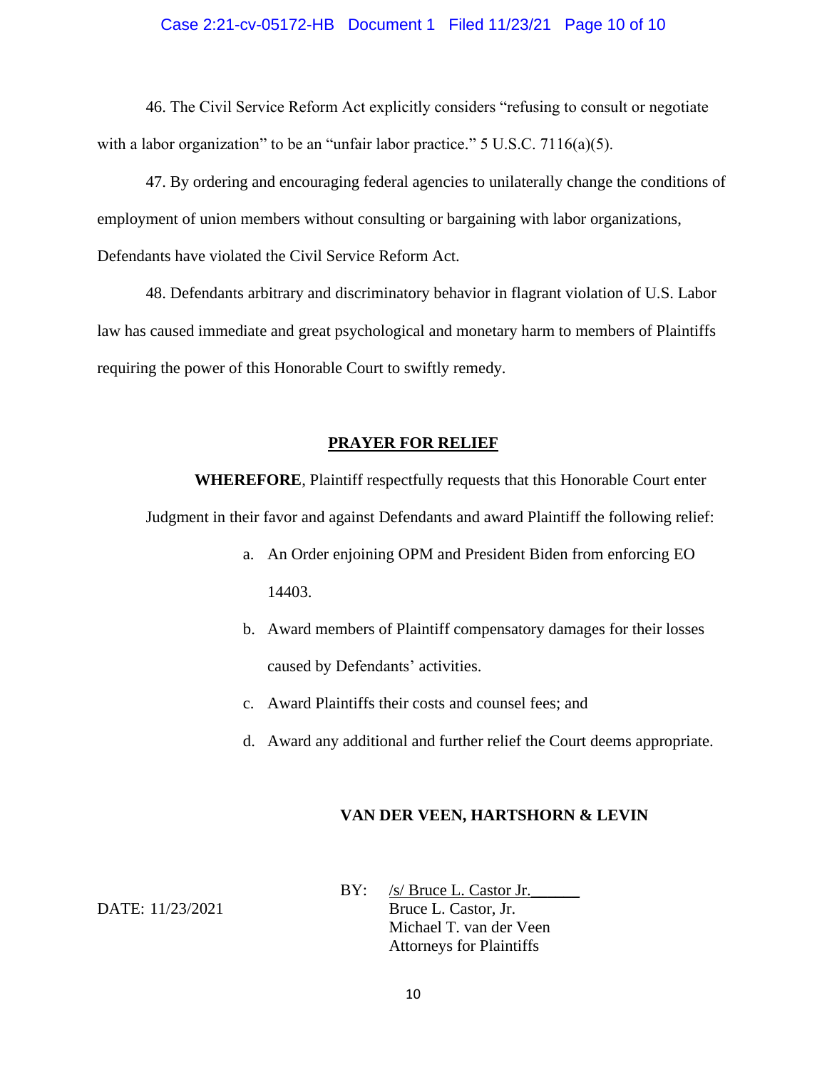46. The Civil Service Reform Act explicitly considers "refusing to consult or negotiate with a labor organization" to be an "unfair labor practice." 5 U.S.C. 7116(a)(5).

47. By ordering and encouraging federal agencies to unilaterally change the conditions of employment of union members without consulting or bargaining with labor organizations, Defendants have violated the Civil Service Reform Act.

48. Defendants arbitrary and discriminatory behavior in flagrant violation of U.S. Labor law has caused immediate and great psychological and monetary harm to members of Plaintiffs requiring the power of this Honorable Court to swiftly remedy.

## PRAYER FOR RELIEF

**WHEREFORE**, Plaintiff respectfully requests that this Honorable Court enter Judgment in their favor and against Defendants and award Plaintiff the following relief:

a. An Order enjoining OPM and President Biden from enforcing EO 14403.

b. Award members of Plaintiff compensatory damages for their losses caused by Defendants' activities.

c. Award Plaintiffs their costs and counsel fees; and

d. Award any additional and further relief the Court deems appropriate.

**VAN DER VEEN, HARTSHORN & LEVIN**

DATE: 11/23/2021

BY: /s/ Bruce L. Castor Jr.______
Bruce L. Castor, Jr.
Michael T. van der Veen
Attorneys for Plaintiffs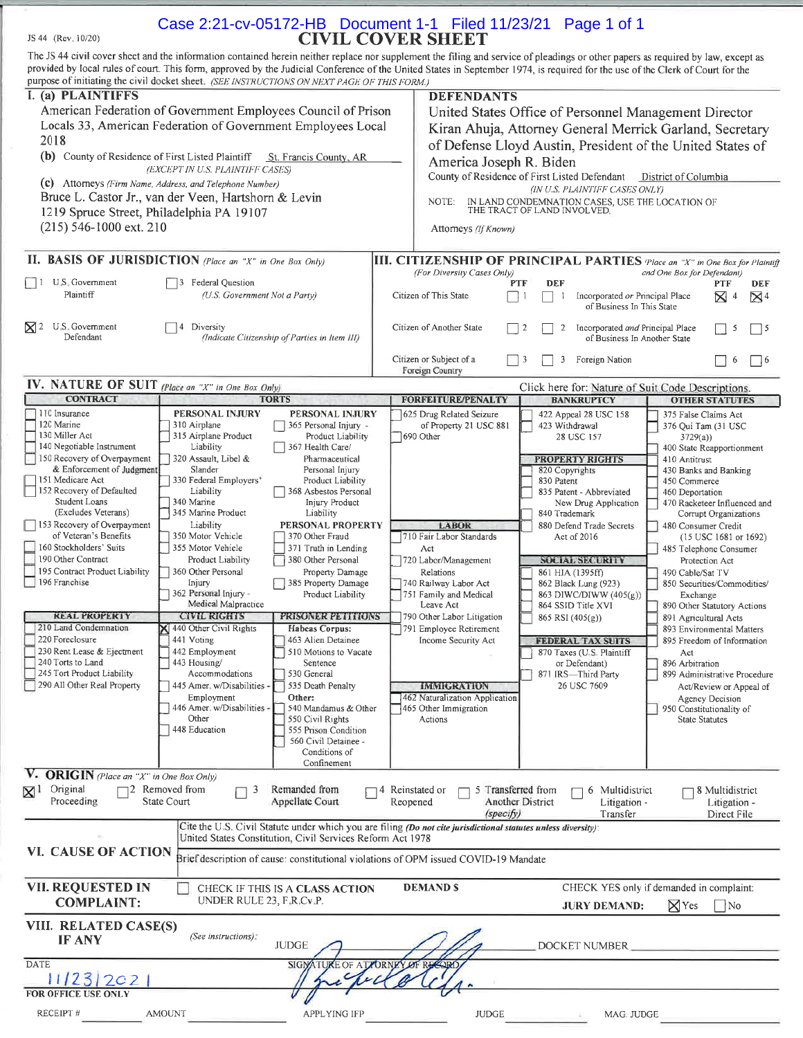Case 2:21-cv-05172-HB Document 1-1 Filed 11/23/21 Page 1 of 1

JS 44 (Rev. 10/20)

# CIVIL COVER SHEET

The JS 44 civil cover sheet and the information contained herein neither replace nor supplement the filing and service of pleadings or other papers as required by law, except as provided by local rules of court. This form, approved by the Judicial Conference of the United States in September 1974, is required for the use of the Clerk of Court for the purpose of initiating the civil docket sheet. *(SEE INSTRUCTIONS ON NEXT PAGE OF THIS FORM.)*

## I. (a) PLAINTIFFS

American Federation of Government Employees Council of Prison Locals 33, American Federation of Government Employees Local 2018

**(b)** County of Residence of First Listed Plaintiff: St. Francis County, AR
*(EXCEPT IN U.S. PLAINTIFF CASES)*

**(c)** Attorneys *(Firm Name, Address, and Telephone Number)*
Bruce L. Castor Jr., van der Veen, Hartshorn & Levin
1219 Spruce Street, Philadelphia PA 19107
(215) 546-1000 ext. 210

## DEFENDANTS

United States Office of Personnel Management Director Kiran Ahuja, Attorney General Merrick Garland, Secretary of Defense Lloyd Austin, President of the United States of America Joseph R. Biden

County of Residence of First Listed Defendant: District of Columbia
*(IN U.S. PLAINTIFF CASES ONLY)*

NOTE: IN LAND CONDEMNATION CASES, USE THE LOCATION OF THE TRACT OF LAND INVOLVED.

Attorneys *(If Known)*

## II. BASIS OF JURISDICTION *(Place an "X" in One Box Only)*

- ☐ 1 U.S. Government Plaintiff
- ☐ 3 Federal Question (U.S. Government Not a Party)
- ☒ 2 U.S. Government Defendant
- ☐ 4 Diversity (Indicate Citizenship of Parties in Item III)

## III. CITIZENSHIP OF PRINCIPAL PARTIES *(Place an "X" in One Box for Plaintiff and One Box for Defendant)* (For Diversity Cases Only)

| | PTF | DEF | | PTF | DEF |
|---|---|---|---|---|---|
| Citizen of This State | ☐ 1 | ☐ 1 | Incorporated *or* Principal Place of Business In This State | ☒ 4 | ☒ 4 |
| Citizen of Another State | ☐ 2 | ☐ 2 | Incorporated *and* Principal Place of Business In Another State | ☐ 5 | ☐ 5 |
| Citizen or Subject of a Foreign Country | ☐ 3 | ☐ 3 | Foreign Nation | ☐ 6 | ☐ 6 |

## IV. NATURE OF SUIT *(Place an "X" in One Box Only)*

Click here for: Nature of Suit Code Descriptions.

**CONTRACT:** ☐ 110 Insurance; ☐ 120 Marine; ☐ 130 Miller Act; ☐ 140 Negotiable Instrument; ☐ 150 Recovery of Overpayment & Enforcement of Judgment; ☐ 151 Medicare Act; ☐ 152 Recovery of Defaulted Student Loans (Excludes Veterans); ☐ 153 Recovery of Overpayment of Veteran's Benefits; ☐ 160 Stockholders' Suits; ☐ 190 Other Contract; ☐ 195 Contract Product Liability; ☐ 196 Franchise

**REAL PROPERTY:** ☐ 210 Land Condemnation; ☐ 220 Foreclosure; ☐ 230 Rent Lease & Ejectment; ☐ 240 Torts to Land; ☐ 245 Tort Product Liability; ☐ 290 All Other Real Property

**TORTS — PERSONAL INJURY:** ☐ 310 Airplane; ☐ 315 Airplane Product Liability; ☐ 320 Assault, Libel & Slander; ☐ 330 Federal Employers' Liability; ☐ 340 Marine; ☐ 345 Marine Product Liability; ☐ 350 Motor Vehicle; ☐ 355 Motor Vehicle Product Liability; ☐ 360 Other Personal Injury; ☐ 362 Personal Injury - Medical Malpractice; ☐ 365 Personal Injury - Product Liability; ☐ 367 Health Care/ Pharmaceutical Personal Injury Product Liability; ☐ 368 Asbestos Personal Injury Product Liability

**PERSONAL PROPERTY:** ☐ 370 Other Fraud; ☐ 371 Truth in Lending; ☐ 380 Other Personal Property Damage; ☐ 385 Property Damage Product Liability

**CIVIL RIGHTS:** ☒ 440 Other Civil Rights; ☐ 441 Voting; ☐ 442 Employment; ☐ 443 Housing/ Accommodations; ☐ 445 Amer. w/Disabilities - Employment; ☐ 446 Amer. w/Disabilities - Other; ☐ 448 Education

**PRISONER PETITIONS — Habeas Corpus:** ☐ 463 Alien Detainee; ☐ 510 Motions to Vacate Sentence; ☐ 530 General; ☐ 535 Death Penalty; **Other:** ☐ 540 Mandamus & Other; ☐ 550 Civil Rights; ☐ 555 Prison Condition; ☐ 560 Civil Detainee - Conditions of Confinement

**FORFEITURE/PENALTY:** ☐ 625 Drug Related Seizure of Property 21 USC 881; ☐ 690 Other

**LABOR:** ☐ 710 Fair Labor Standards Act; ☐ 720 Labor/Management Relations; ☐ 740 Railway Labor Act; ☐ 751 Family and Medical Leave Act; ☐ 790 Other Labor Litigation; ☐ 791 Employee Retirement Income Security Act

**IMMIGRATION:** ☐ 462 Naturalization Application; ☐ 465 Other Immigration Actions

**BANKRUPTCY:** ☐ 422 Appeal 28 USC 158; ☐ 423 Withdrawal 28 USC 157

**PROPERTY RIGHTS:** ☐ 820 Copyrights; ☐ 830 Patent; ☐ 835 Patent - Abbreviated New Drug Application; ☐ 840 Trademark; ☐ 880 Defend Trade Secrets Act of 2016

**SOCIAL SECURITY:** ☐ 861 HIA (1395ff); ☐ 862 Black Lung (923); ☐ 863 DIWC/DIWW (405(g)); ☐ 864 SSID Title XVI; ☐ 865 RSI (405(g))

**FEDERAL TAX SUITS:** ☐ 870 Taxes (U.S. Plaintiff or Defendant); ☐ 871 IRS—Third Party 26 USC 7609

**OTHER STATUTES:** ☐ 375 False Claims Act; ☐ 376 Qui Tam (31 USC 3729(a)); ☐ 400 State Reapportionment; ☐ 410 Antitrust; ☐ 430 Banks and Banking; ☐ 450 Commerce; ☐ 460 Deportation; ☐ 470 Racketeer Influenced and Corrupt Organizations; ☐ 480 Consumer Credit (15 USC 1681 or 1692); ☐ 485 Telephone Consumer Protection Act; ☐ 490 Cable/Sat TV; ☐ 850 Securities/Commodities/ Exchange; ☐ 890 Other Statutory Actions; ☐ 891 Agricultural Acts; ☐ 893 Environmental Matters; ☐ 895 Freedom of Information Act; ☐ 896 Arbitration; ☐ 899 Administrative Procedure Act/Review or Appeal of Agency Decision; ☐ 950 Constitutionality of State Statutes

## V. ORIGIN *(Place an "X" in One Box Only)*

☒ 1 Original Proceeding; ☐ 2 Removed from State Court; ☐ 3 Remanded from Appellate Court; ☐ 4 Reinstated or Reopened; ☐ 5 Transferred from Another District *(specify)*; ☐ 6 Multidistrict Litigation - Transfer; ☐ 8 Multidistrict Litigation - Direct File

## VI. CAUSE OF ACTION

Cite the U.S. Civil Statute under which you are filing *(Do not cite jurisdictional statutes unless diversity)*: United States Constitution, Civil Services Reform Act 1978

Brief description of cause: constitutional violations of OPM issued COVID-19 Mandate

## VII. REQUESTED IN COMPLAINT:

☐ CHECK IF THIS IS A CLASS ACTION UNDER RULE 23, F.R.Cv.P.

DEMAND $

CHECK YES only if demanded in complaint: JURY DEMAND: ☒ Yes ☐ No

## VIII. RELATED CASE(S) IF ANY

*(See instructions):* JUDGE ______ DOCKET NUMBER ______

DATE: 11/23/2021

SIGNATURE OF ATTORNEY OF RECORD: [signature]

**FOR OFFICE USE ONLY**

RECEIPT # ______ AMOUNT ______ APPLYING IFP ______ JUDGE ______ MAG. JUDGE ______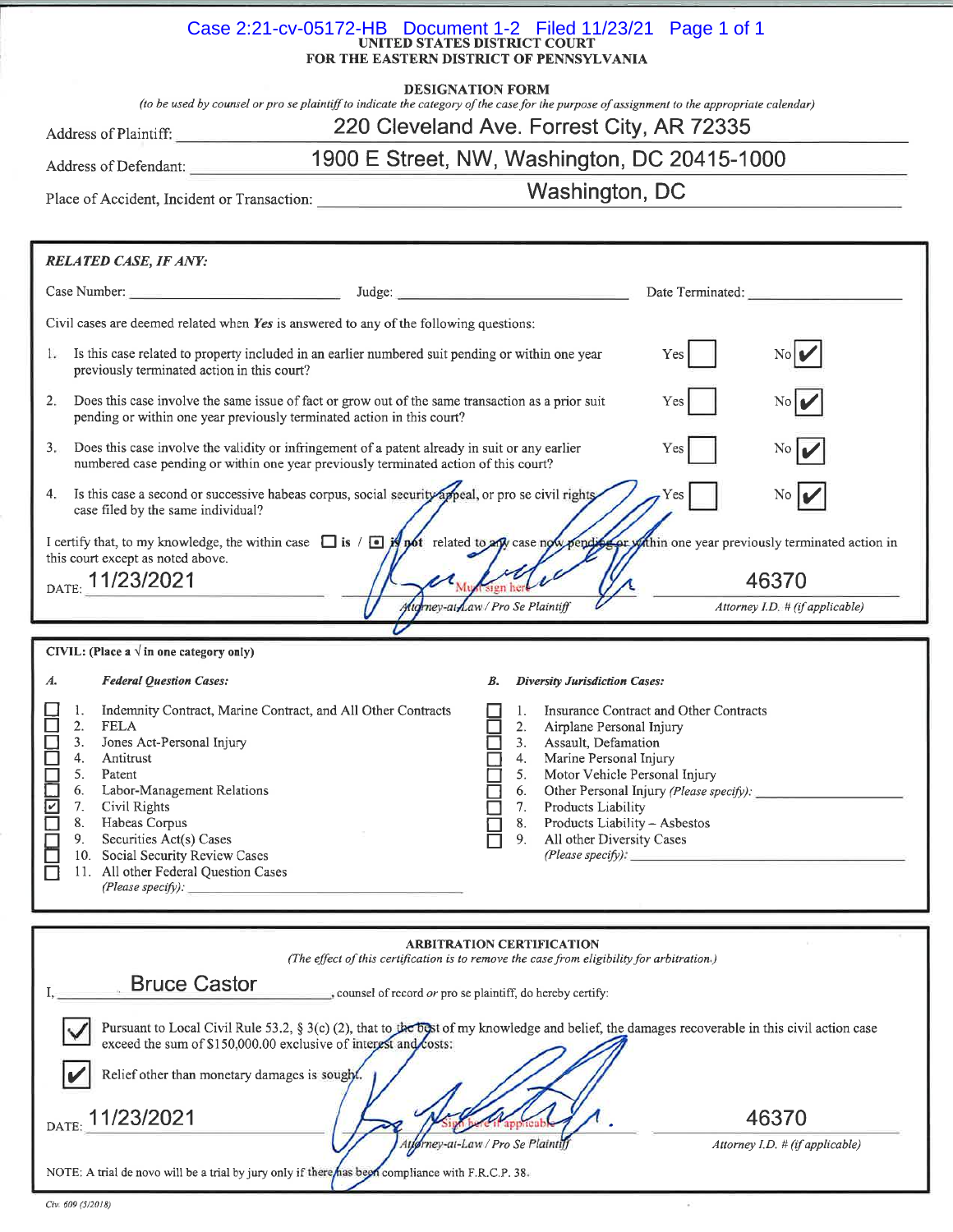UNITED STATES DISTRICT COURT
FOR THE EASTERN DISTRICT OF PENNSYLVANIA

## DESIGNATION FORM

*(to be used by counsel or pro se plaintiff to indicate the category of the case for the purpose of assignment to the appropriate calendar)*

Address of Plaintiff: 220 Cleveland Ave. Forrest City, AR 72335

Address of Defendant: 1900 E Street, NW, Washington, DC 20415-1000

Place of Accident, Incident or Transaction: Washington, DC

---

***RELATED CASE, IF ANY:***

Case Number: ____________ Judge: ____________ Date Terminated: ____________

Civil cases are deemed related when ***Yes*** is answered to any of the following questions:

| | | Yes | No |
|---|---|---|---|
| 1. | Is this case related to property included in an earlier numbered suit pending or within one year previously terminated action in this court? | ☐ | ☑ |
| 2. | Does this case involve the same issue of fact or grow out of the same transaction as a prior suit pending or within one year previously terminated action in this court? | ☐ | ☑ |
| 3. | Does this case involve the validity or infringement of a patent already in suit or any earlier numbered case pending or within one year previously terminated action of this court? | ☐ | ☑ |
| 4. | Is this case a second or successive habeas corpus, social security appeal, or pro se civil rights case filed by the same individual? | ☐ | ☑ |

I certify that, to my knowledge, the within case ☐ **is** / ☒ **is not** related to any case now pending or within one year previously terminated action in this court except as noted above.

DATE: 11/23/2021 ____________ *Must sign here* ____________ 46370
*Attorney-at-Law / Pro Se Plaintiff* — *Attorney I.D. # (if applicable)*

---

**CIVIL: (Place a √ in one category only)**

*A.* ***Federal Question Cases:***

- ☐ 1. Indemnity Contract, Marine Contract, and All Other Contracts
- ☐ 2. FELA
- ☐ 3. Jones Act-Personal Injury
- ☐ 4. Antitrust
- ☐ 5. Patent
- ☐ 6. Labor-Management Relations
- ☑ 7. Civil Rights
- ☐ 8. Habeas Corpus
- ☐ 9. Securities Act(s) Cases
- ☐ 10. Social Security Review Cases
- ☐ 11. All other Federal Question Cases *(Please specify):* ____________

*B.* ***Diversity Jurisdiction Cases:***

- ☐ 1. Insurance Contract and Other Contracts
- ☐ 2. Airplane Personal Injury
- ☐ 3. Assault, Defamation
- ☐ 4. Marine Personal Injury
- ☐ 5. Motor Vehicle Personal Injury
- ☐ 6. Other Personal Injury *(Please specify):* ____________
- ☐ 7. Products Liability
- ☐ 8. Products Liability – Asbestos
- ☐ 9. All other Diversity Cases *(Please specify):* ____________

---

**ARBITRATION CERTIFICATION**

*(The effect of this certification is to remove the case from eligibility for arbitration.)*

I, Bruce Castor, counsel of record *or* pro se plaintiff, do hereby certify:

☑ Pursuant to Local Civil Rule 53.2, § 3(c) (2), that to the best of my knowledge and belief, the damages recoverable in this civil action case exceed the sum of $150,000.00 exclusive of interest and costs:

☑ Relief other than monetary damages is sought.

DATE: 11/23/2021 ____________ *Sign here if applicable* ____________ 46370
*Attorney-at-Law / Pro Se Plaintiff* — *Attorney I.D. # (if applicable)*

NOTE: A trial de novo will be a trial by jury only if there has been compliance with F.R.C.P. 38.

*Civ. 609 (5/2018)*